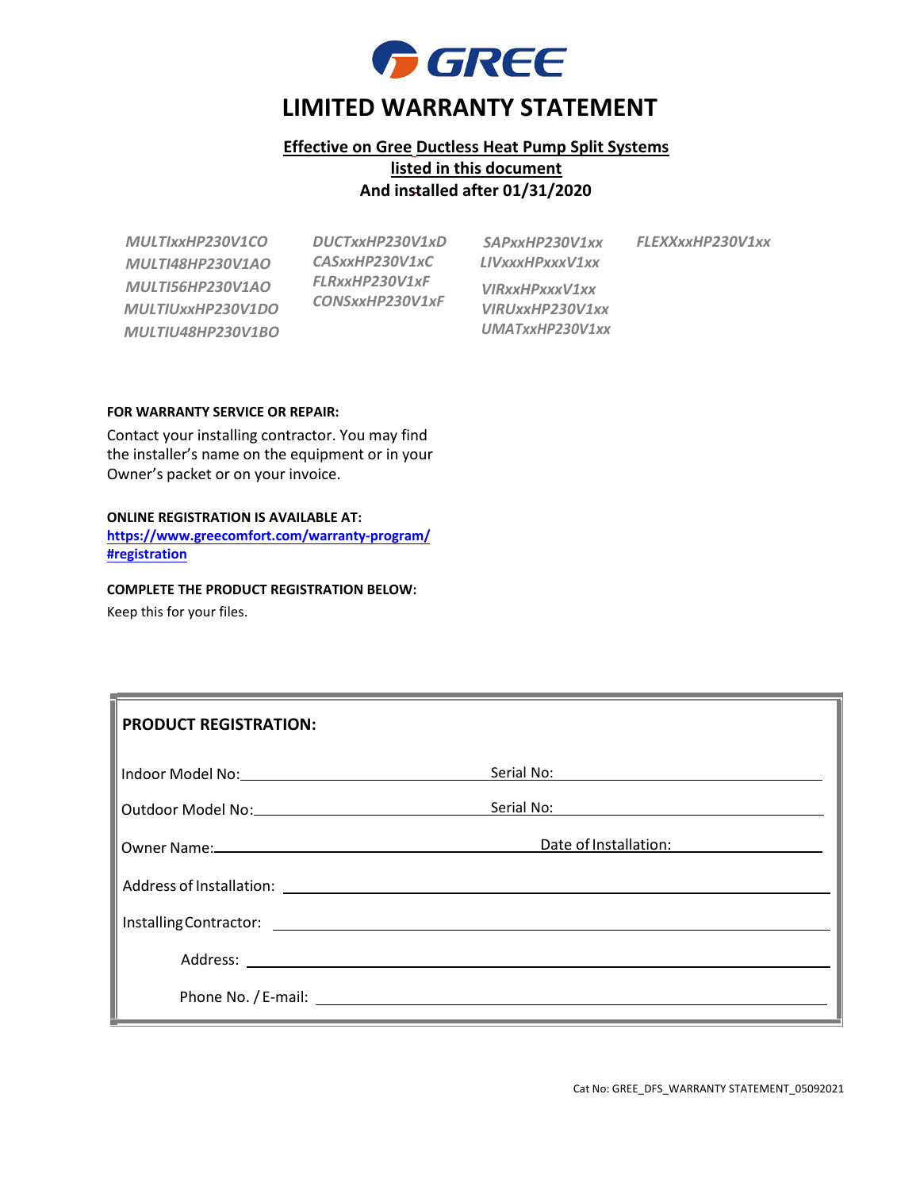# GREE

# LIMITED WARRANTY STATEMENT

**Effective on Gree Ductless Heat Pump Split Systems listed in this document**
**And installed after 01/31/2020**

*MULTIxxHP230V1CO*
*MULTI48HP230V1AO*
*MULTI56HP230V1AO*
*MULTIUxxHP230V1DO*
*MULTIU48HP230V1BO*

*DUCTxxHP230V1xD*
*CASxxHP230V1xC*
*FLRxxHP230V1xF*
*CONSxxHP230V1xF*

*SAPxxHP230V1xx*
*LIVxxxHPxxxV1xx*
*VIRxxHPxxxV1xx*
*VIRUxxHP230V1xx*
*UMATxxHP230V1xx*

*FLEXXxxHP230V1xx*

**FOR WARRANTY SERVICE OR REPAIR:**

Contact your installing contractor. You may find the installer's name on the equipment or in your Owner's packet or on your invoice.

**ONLINE REGISTRATION IS AVAILABLE AT:**
**https://www.greecomfort.com/warranty-program/#registration**

**COMPLETE THE PRODUCT REGISTRATION BELOW:**

Keep this for your files.

**PRODUCT REGISTRATION:**

Indoor Model No: ______________________ Serial No: ______________________

Outdoor Model No: ______________________ Serial No: ______________________

Owner Name: ______________________ Date of Installation: ______________________

Address of Installation: ______________________

Installing Contractor: ______________________

Address: ______________________

Phone No. / E-mail: ______________________

Cat No: GREE_DFS_WARRANTY STATEMENT_05092021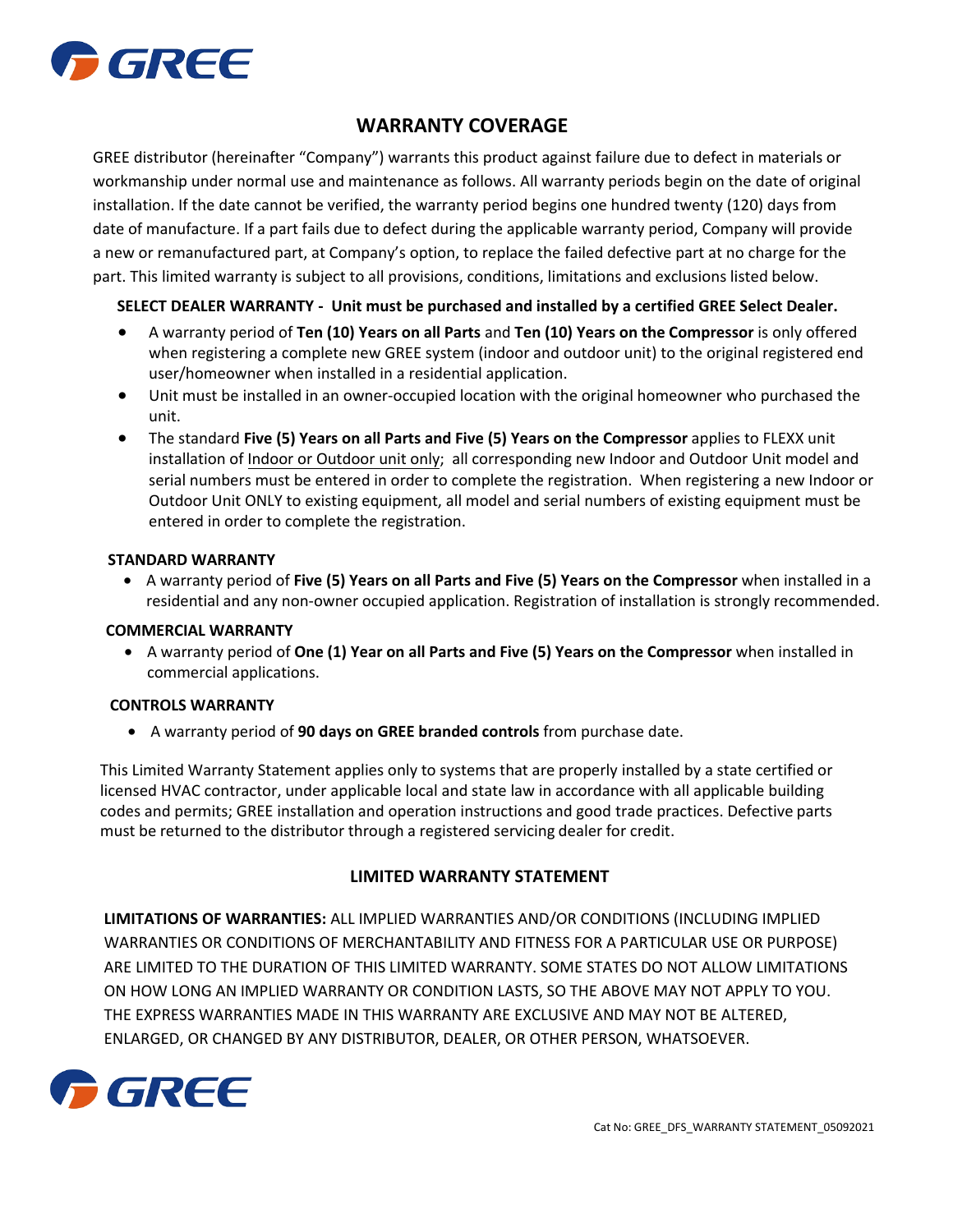## WARRANTY COVERAGE

GREE distributor (hereinafter "Company") warrants this product against failure due to defect in materials or workmanship under normal use and maintenance as follows. All warranty periods begin on the date of original installation. If the date cannot be verified, the warranty period begins one hundred twenty (120) days from date of manufacture. If a part fails due to defect during the applicable warranty period, Company will provide a new or remanufactured part, at Company's option, to replace the failed defective part at no charge for the part. This limited warranty is subject to all provisions, conditions, limitations and exclusions listed below.

**SELECT DEALER WARRANTY - Unit must be purchased and installed by a certified GREE Select Dealer.**

- A warranty period of **Ten (10) Years on all Parts** and **Ten (10) Years on the Compressor** is only offered when registering a complete new GREE system (indoor and outdoor unit) to the original registered end user/homeowner when installed in a residential application.
- Unit must be installed in an owner-occupied location with the original homeowner who purchased the unit.
- The standard **Five (5) Years on all Parts and Five (5) Years on the Compressor** applies to FLEXX unit installation of Indoor or Outdoor unit only; all corresponding new Indoor and Outdoor Unit model and serial numbers must be entered in order to complete the registration. When registering a new Indoor or Outdoor Unit ONLY to existing equipment, all model and serial numbers of existing equipment must be entered in order to complete the registration.

**STANDARD WARRANTY**

- A warranty period of **Five (5) Years on all Parts and Five (5) Years on the Compressor** when installed in a residential and any non-owner occupied application. Registration of installation is strongly recommended.

**COMMERCIAL WARRANTY**

- A warranty period of **One (1) Year on all Parts and Five (5) Years on the Compressor** when installed in commercial applications.

**CONTROLS WARRANTY**

- A warranty period of **90 days on GREE branded controls** from purchase date.

This Limited Warranty Statement applies only to systems that are properly installed by a state certified or licensed HVAC contractor, under applicable local and state law in accordance with all applicable building codes and permits; GREE installation and operation instructions and good trade practices. Defective parts must be returned to the distributor through a registered servicing dealer for credit.

## LIMITED WARRANTY STATEMENT

**LIMITATIONS OF WARRANTIES:** ALL IMPLIED WARRANTIES AND/OR CONDITIONS (INCLUDING IMPLIED WARRANTIES OR CONDITIONS OF MERCHANTABILITY AND FITNESS FOR A PARTICULAR USE OR PURPOSE) ARE LIMITED TO THE DURATION OF THIS LIMITED WARRANTY. SOME STATES DO NOT ALLOW LIMITATIONS ON HOW LONG AN IMPLIED WARRANTY OR CONDITION LASTS, SO THE ABOVE MAY NOT APPLY TO YOU. THE EXPRESS WARRANTIES MADE IN THIS WARRANTY ARE EXCLUSIVE AND MAY NOT BE ALTERED, ENLARGED, OR CHANGED BY ANY DISTRIBUTOR, DEALER, OR OTHER PERSON, WHATSOEVER.

Cat No: GREE_DFS_WARRANTY STATEMENT_05092021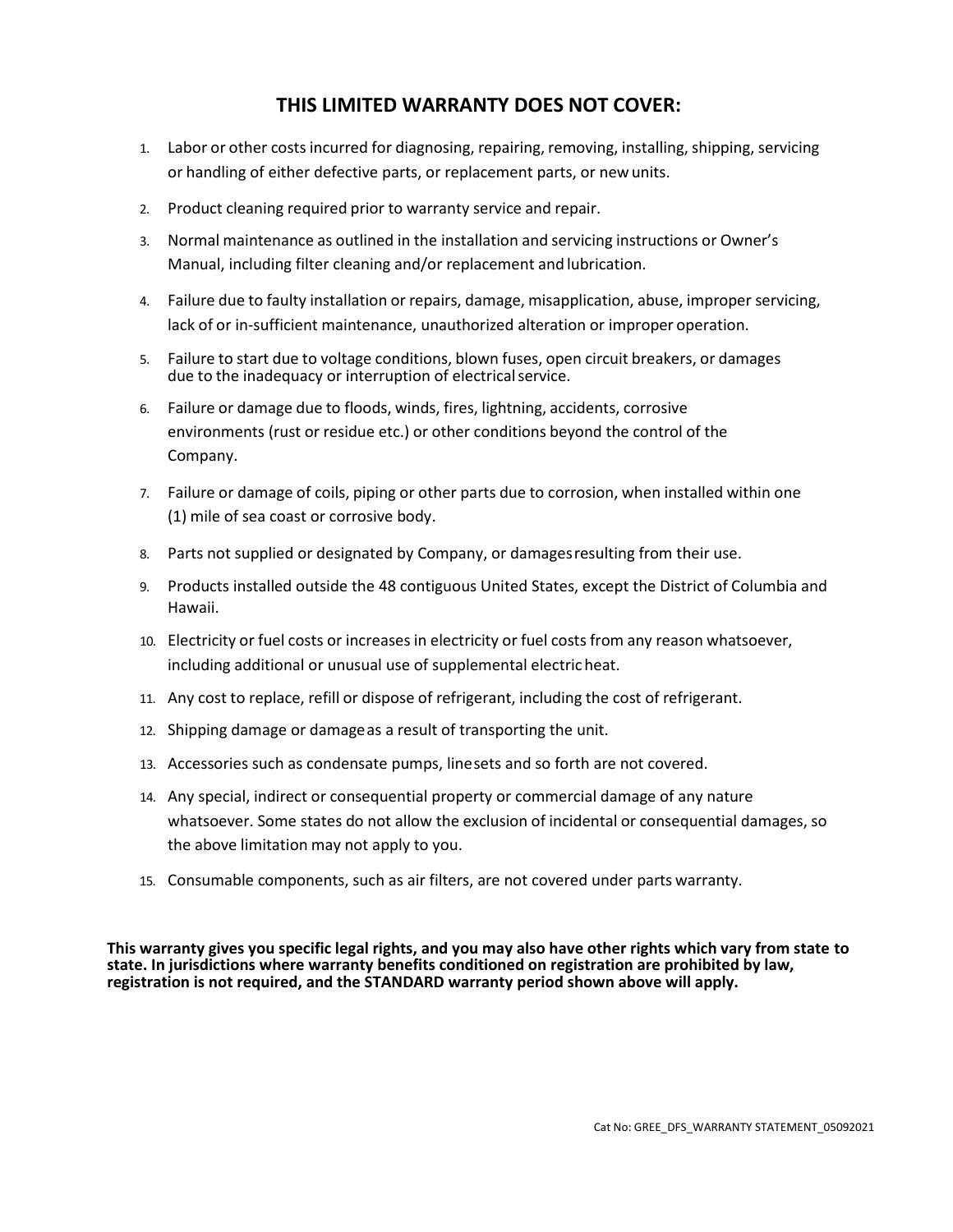## THIS LIMITED WARRANTY DOES NOT COVER:

1. Labor or other costs incurred for diagnosing, repairing, removing, installing, shipping, servicing or handling of either defective parts, or replacement parts, or new units.
2. Product cleaning required prior to warranty service and repair.
3. Normal maintenance as outlined in the installation and servicing instructions or Owner's Manual, including filter cleaning and/or replacement and lubrication.
4. Failure due to faulty installation or repairs, damage, misapplication, abuse, improper servicing, lack of or in-sufficient maintenance, unauthorized alteration or improper operation.
5. Failure to start due to voltage conditions, blown fuses, open circuit breakers, or damages due to the inadequacy or interruption of electrical service.
6. Failure or damage due to floods, winds, fires, lightning, accidents, corrosive environments (rust or residue etc.) or other conditions beyond the control of the Company.
7. Failure or damage of coils, piping or other parts due to corrosion, when installed within one (1) mile of sea coast or corrosive body.
8. Parts not supplied or designated by Company, or damages resulting from their use.
9. Products installed outside the 48 contiguous United States, except the District of Columbia and Hawaii.
10. Electricity or fuel costs or increases in electricity or fuel costs from any reason whatsoever, including additional or unusual use of supplemental electric heat.
11. Any cost to replace, refill or dispose of refrigerant, including the cost of refrigerant.
12. Shipping damage or damage as a result of transporting the unit.
13. Accessories such as condensate pumps, linesets and so forth are not covered.
14. Any special, indirect or consequential property or commercial damage of any nature whatsoever. Some states do not allow the exclusion of incidental or consequential damages, so the above limitation may not apply to you.
15. Consumable components, such as air filters, are not covered under parts warranty.

**This warranty gives you specific legal rights, and you may also have other rights which vary from state to state. In jurisdictions where warranty benefits conditioned on registration are prohibited by law, registration is not required, and the STANDARD warranty period shown above will apply.**

Cat No: GREE_DFS_WARRANTY STATEMENT_05092021